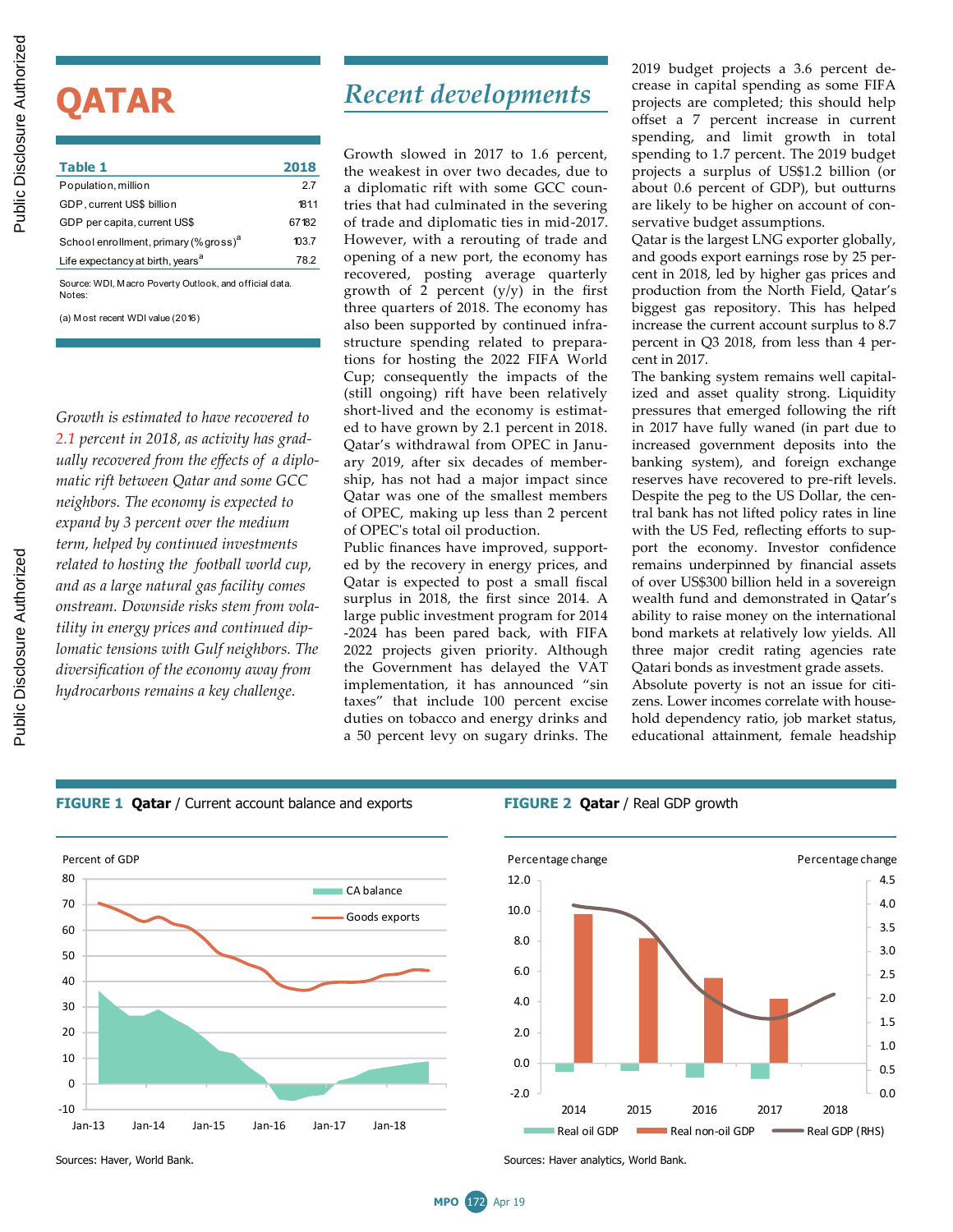# QATAR

| Table 1 | 2018 |
|---|---|
| Population, million | 2.7 |
| GDP, current US$ billion | 181.1 |
| GDP per capita, current US$ | 67182 |
| School enrollment, primary (% gross)[a] | 103.7 |
| Life expectancy at birth, years[a] | 78.2 |

Source: WDI, Macro Poverty Outlook, and official data.
Notes:

(a) Most recent WDI value (2016)

*Growth is estimated to have recovered to 2.1 percent in 2018, as activity has gradually recovered from the effects of a diplomatic rift between Qatar and some GCC neighbors. The economy is expected to expand by 3 percent over the medium term, helped by continued investments related to hosting the football world cup, and as a large natural gas facility comes onstream. Downside risks stem from volatility in energy prices and continued diplomatic tensions with Gulf neighbors. The diversification of the economy away from hydrocarbons remains a key challenge.*

## Recent developments

Growth slowed in 2017 to 1.6 percent, the weakest in over two decades, due to a diplomatic rift with some GCC countries that had culminated in the severing of trade and diplomatic ties in mid-2017. However, with a rerouting of trade and opening of a new port, the economy has recovered, posting average quarterly growth of 2 percent (y/y) in the first three quarters of 2018. The economy has also been supported by continued infrastructure spending related to preparations for hosting the 2022 FIFA World Cup; consequently the impacts of the (still ongoing) rift have been relatively short-lived and the economy is estimated to have grown by 2.1 percent in 2018. Qatar's withdrawal from OPEC in January 2019, after six decades of membership, has not had a major impact since Qatar was one of the smallest members of OPEC, making up less than 2 percent of OPEC's total oil production.

Public finances have improved, supported by the recovery in energy prices, and Qatar is expected to post a small fiscal surplus in 2018, the first since 2014. A large public investment program for 2014-2024 has been pared back, with FIFA 2022 projects given priority. Although the Government has delayed the VAT implementation, it has announced "sin taxes" that include 100 percent excise duties on tobacco and energy drinks and a 50 percent levy on sugary drinks. The 2019 budget projects a 3.6 percent decrease in capital spending as some FIFA projects are completed; this should help offset a 7 percent increase in current spending, and limit growth in total spending to 1.7 percent. The 2019 budget projects a surplus of US$1.2 billion (or about 0.6 percent of GDP), but outturns are likely to be higher on account of conservative budget assumptions.

Qatar is the largest LNG exporter globally, and goods export earnings rose by 25 percent in 2018, led by higher gas prices and production from the North Field, Qatar's biggest gas repository. This has helped increase the current account surplus to 8.7 percent in Q3 2018, from less than 4 percent in 2017.

The banking system remains well capitalized and asset quality strong. Liquidity pressures that emerged following the rift in 2017 have fully waned (in part due to increased government deposits into the banking system), and foreign exchange reserves have recovered to pre-rift levels. Despite the peg to the US Dollar, the central bank has not lifted policy rates in line with the US Fed, reflecting efforts to support the economy. Investor confidence remains underpinned by financial assets of over US$300 billion held in a sovereign wealth fund and demonstrated in Qatar's ability to raise money on the international bond markets at relatively low yields. All three major credit rating agencies rate Qatari bonds as investment grade assets.

Absolute poverty is not an issue for citizens. Lower incomes correlate with household dependency ratio, job market status, educational attainment, female headship

**FIGURE 1 Qatar** / Current account balance and exports

Sources: Haver, World Bank.

**FIGURE 2 Qatar** / Real GDP growth

Sources: Haver analytics, World Bank.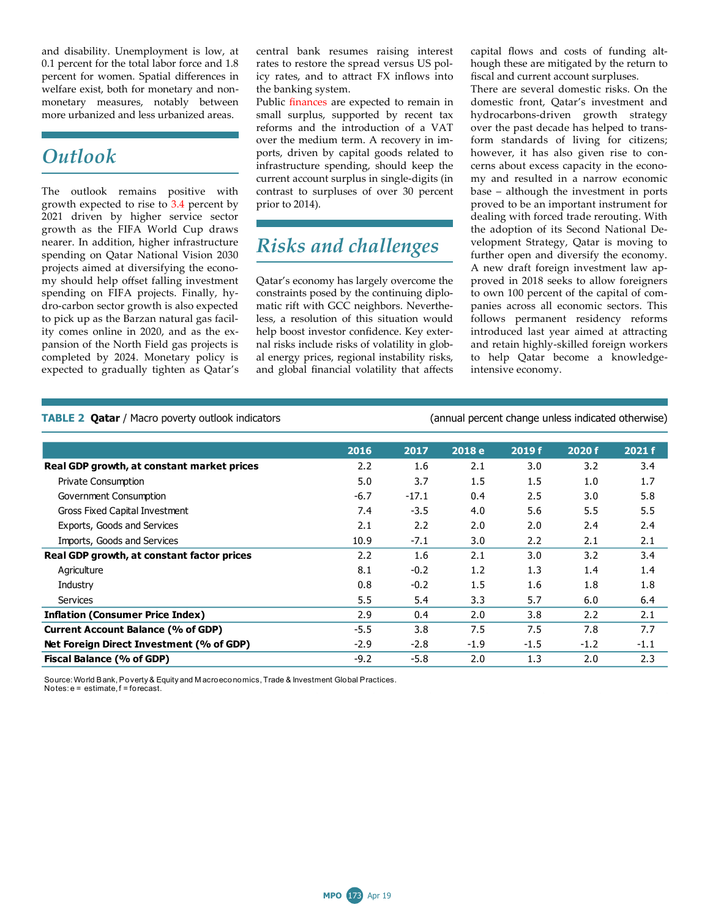and disability. Unemployment is low, at 0.1 percent for the total labor force and 1.8 percent for women. Spatial differences in welfare exist, both for monetary and non-monetary measures, notably between more urbanized and less urbanized areas.

## Outlook

The outlook remains positive with growth expected to rise to 3.4 percent by 2021 driven by higher service sector growth as the FIFA World Cup draws nearer. In addition, higher infrastructure spending on Qatar National Vision 2030 projects aimed at diversifying the economy should help offset falling investment spending on FIFA projects. Finally, hydro-carbon sector growth is also expected to pick up as the Barzan natural gas facility comes online in 2020, and as the expansion of the North Field gas projects is completed by 2024. Monetary policy is expected to gradually tighten as Qatar's central bank resumes raising interest rates to restore the spread versus US policy rates, and to attract FX inflows into the banking system.

Public finances are expected to remain in small surplus, supported by recent tax reforms and the introduction of a VAT over the medium term. A recovery in imports, driven by capital goods related to infrastructure spending, should keep the current account surplus in single-digits (in contrast to surpluses of over 30 percent prior to 2014).

## Risks and challenges

Qatar's economy has largely overcome the constraints posed by the continuing diplomatic rift with GCC neighbors. Nevertheless, a resolution of this situation would help boost investor confidence. Key external risks include risks of volatility in global energy prices, regional instability risks, and global financial volatility that affects capital flows and costs of funding although these are mitigated by the return to fiscal and current account surpluses.

There are several domestic risks. On the domestic front, Qatar's investment and hydrocarbons-driven growth strategy over the past decade has helped to transform standards of living for citizens; however, it has also given rise to concerns about excess capacity in the economy and resulted in a narrow economic base – although the investment in ports proved to be an important instrument for dealing with forced trade rerouting. With the adoption of its Second National Development Strategy, Qatar is moving to further open and diversify the economy. A new draft foreign investment law approved in 2018 seeks to allow foreigners to own 100 percent of the capital of companies across all economic sectors. This follows permanent residency reforms introduced last year aimed at attracting and retain highly-skilled foreign workers to help Qatar become a knowledge-intensive economy.

**TABLE 2 Qatar** / Macro poverty outlook indicators (annual percent change unless indicated otherwise)

| | 2016 | 2017 | 2018 e | 2019 f | 2020 f | 2021 f |
|---|---|---|---|---|---|---|
| **Real GDP growth, at constant market prices** | 2.2 | 1.6 | 2.1 | 3.0 | 3.2 | 3.4 |
| Private Consumption | 5.0 | 3.7 | 1.5 | 1.5 | 1.0 | 1.7 |
| Government Consumption | -6.7 | -17.1 | 0.4 | 2.5 | 3.0 | 5.8 |
| Gross Fixed Capital Investment | 7.4 | -3.5 | 4.0 | 5.6 | 5.5 | 5.5 |
| Exports, Goods and Services | 2.1 | 2.2 | 2.0 | 2.0 | 2.4 | 2.4 |
| Imports, Goods and Services | 10.9 | -7.1 | 3.0 | 2.2 | 2.1 | 2.1 |
| **Real GDP growth, at constant factor prices** | 2.2 | 1.6 | 2.1 | 3.0 | 3.2 | 3.4 |
| Agriculture | 8.1 | -0.2 | 1.2 | 1.3 | 1.4 | 1.4 |
| Industry | 0.8 | -0.2 | 1.5 | 1.6 | 1.8 | 1.8 |
| Services | 5.5 | 5.4 | 3.3 | 5.7 | 6.0 | 6.4 |
| **Inflation (Consumer Price Index)** | 2.9 | 0.4 | 2.0 | 3.8 | 2.2 | 2.1 |
| **Current Account Balance (% of GDP)** | -5.5 | 3.8 | 7.5 | 7.5 | 7.8 | 7.7 |
| **Net Foreign Direct Investment (% of GDP)** | -2.9 | -2.8 | -1.9 | -1.5 | -1.2 | -1.1 |
| **Fiscal Balance (% of GDP)** | -9.2 | -5.8 | 2.0 | 1.3 | 2.0 | 2.3 |

Source: World Bank, Poverty & Equity and Macroeconomics, Trade & Investment Global Practices.
Notes: e = estimate, f = forecast.